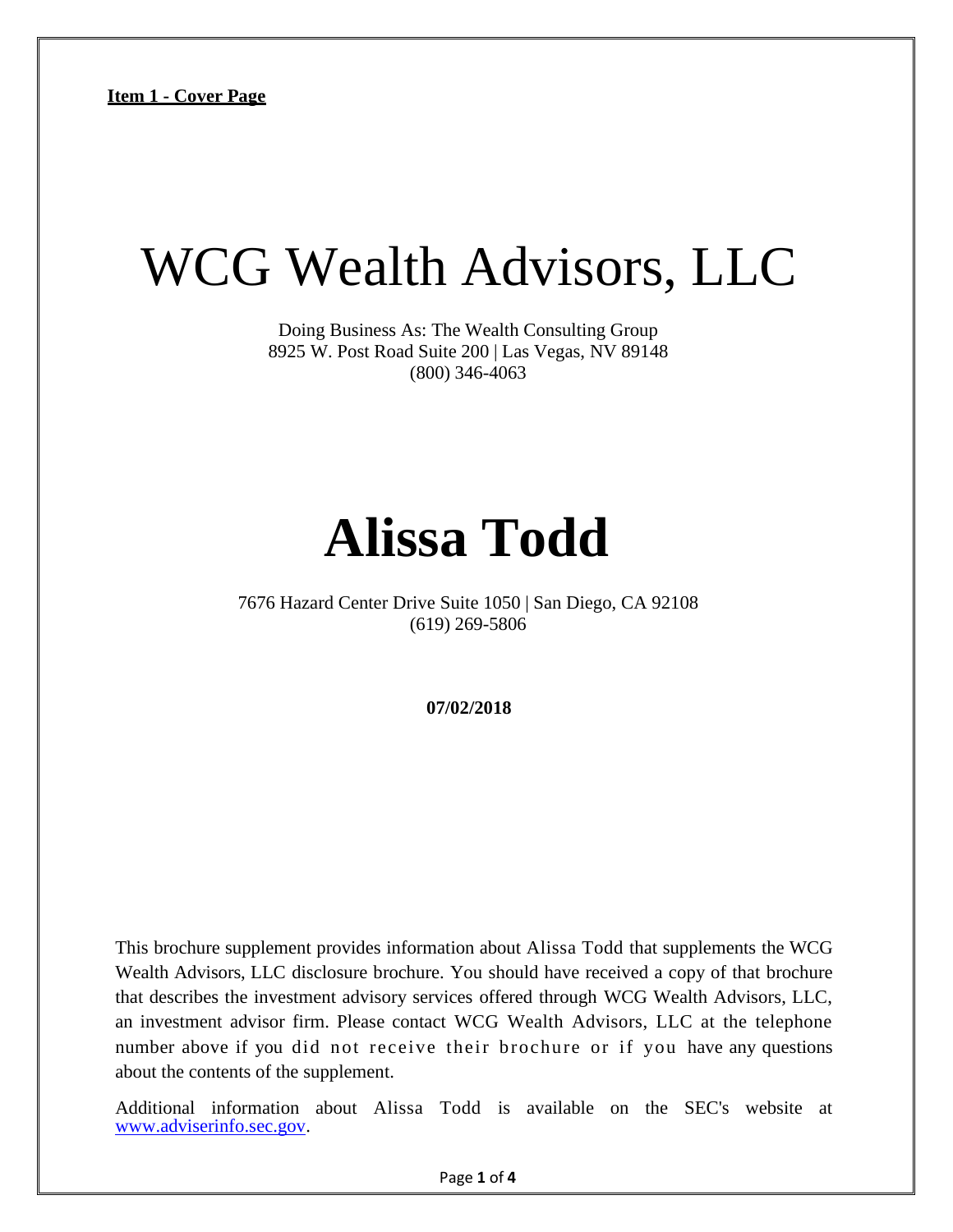**Item 1 - Cover Page**

# WCG Wealth Advisors, LLC

Doing Business As: The Wealth Consulting Group
8925 W. Post Road Suite 200 | Las Vegas, NV 89148
(800) 346-4063

# Alissa Todd

7676 Hazard Center Drive Suite 1050 | San Diego, CA 92108
(619) 269-5806

**07/02/2018**

This brochure supplement provides information about Alissa Todd that supplements the WCG Wealth Advisors, LLC disclosure brochure. You should have received a copy of that brochure that describes the investment advisory services offered through WCG Wealth Advisors, LLC, an investment advisor firm. Please contact WCG Wealth Advisors, LLC at the telephone number above if you did not receive their brochure or if you have any questions about the contents of the supplement.

Additional information about Alissa Todd is available on the SEC's website at [www.adviserinfo.sec.gov](http://www.adviserinfo.sec.gov).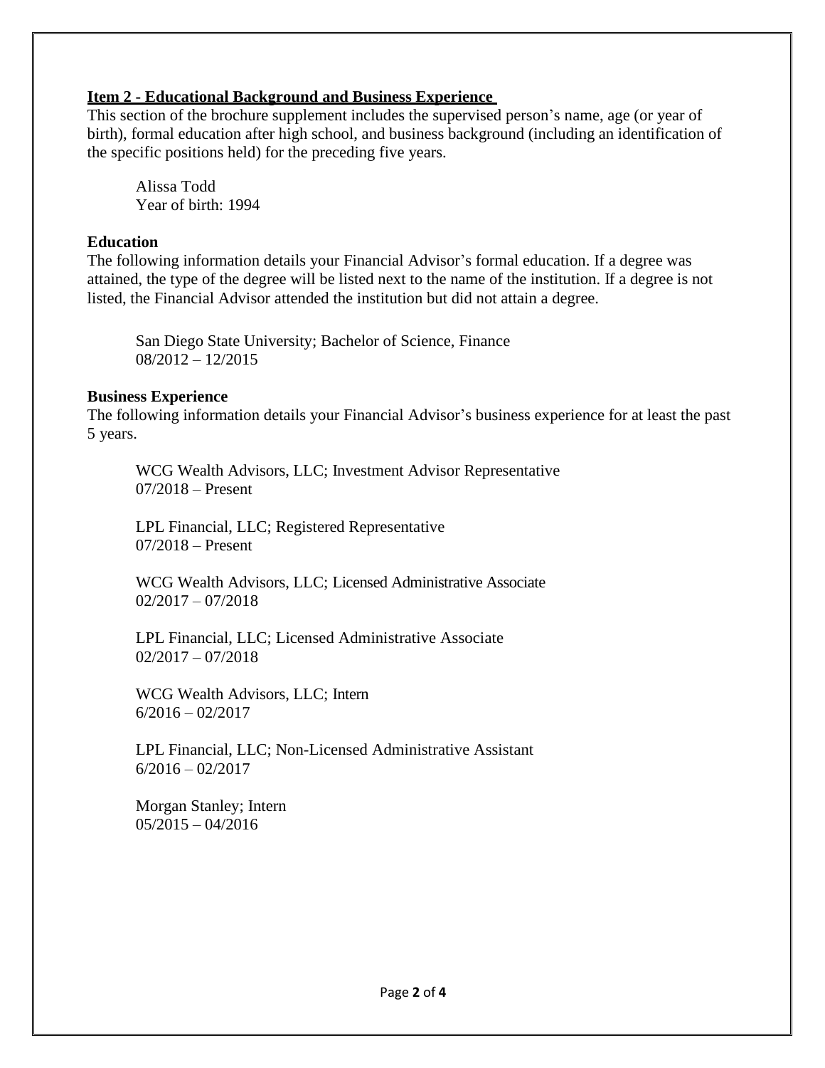## Item 2 - Educational Background and Business Experience

This section of the brochure supplement includes the supervised person's name, age (or year of birth), formal education after high school, and business background (including an identification of the specific positions held) for the preceding five years.

Alissa Todd
Year of birth: 1994

### Education

The following information details your Financial Advisor's formal education. If a degree was attained, the type of the degree will be listed next to the name of the institution. If a degree is not listed, the Financial Advisor attended the institution but did not attain a degree.

San Diego State University; Bachelor of Science, Finance
08/2012 – 12/2015

### Business Experience

The following information details your Financial Advisor's business experience for at least the past 5 years.

WCG Wealth Advisors, LLC; Investment Advisor Representative
07/2018 – Present

LPL Financial, LLC; Registered Representative
07/2018 – Present

WCG Wealth Advisors, LLC; Licensed Administrative Associate
02/2017 – 07/2018

LPL Financial, LLC; Licensed Administrative Associate
02/2017 – 07/2018

WCG Wealth Advisors, LLC; Intern
6/2016 – 02/2017

LPL Financial, LLC; Non-Licensed Administrative Assistant
6/2016 – 02/2017

Morgan Stanley; Intern
05/2015 – 04/2016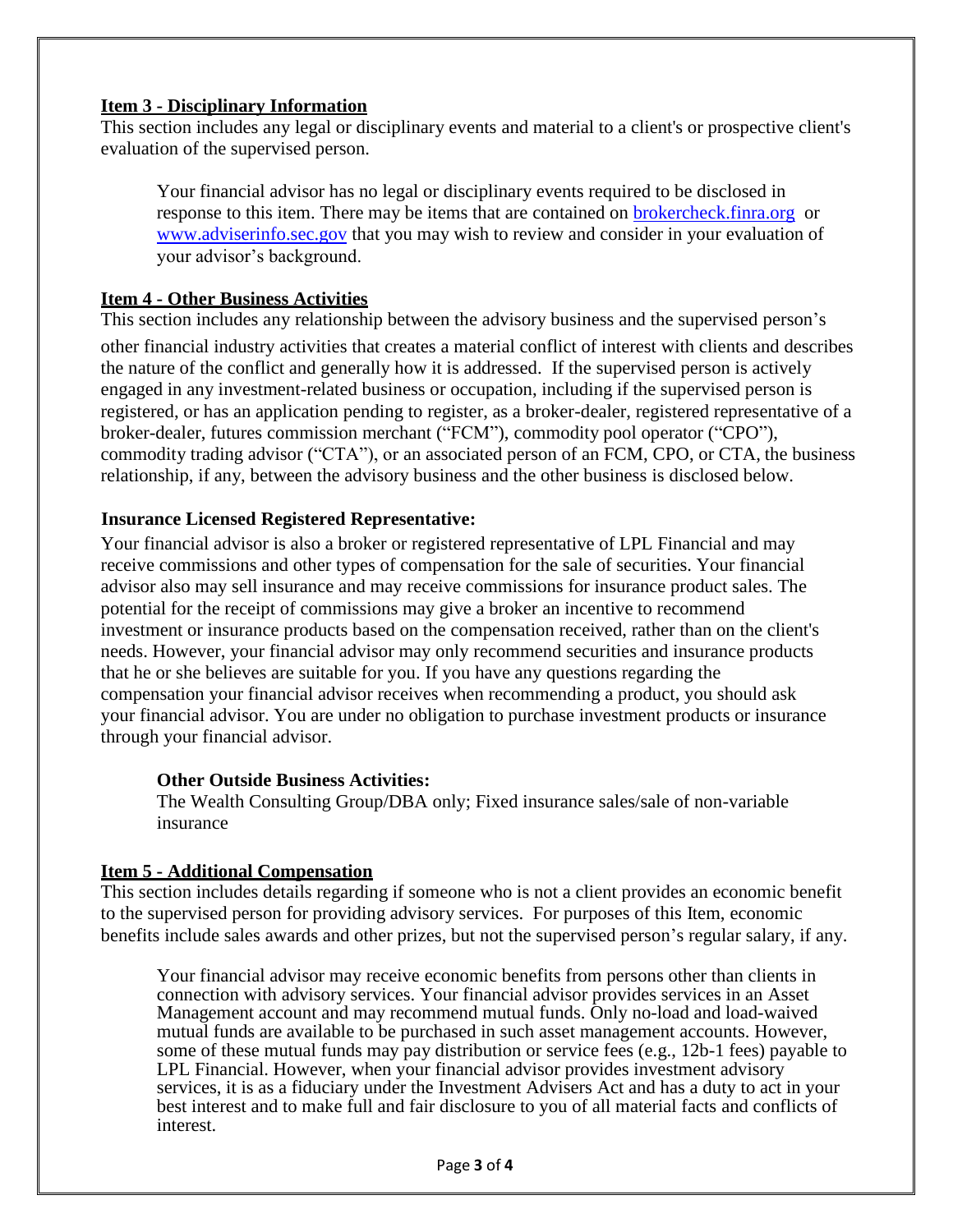## Item 3 - Disciplinary Information

This section includes any legal or disciplinary events and material to a client's or prospective client's evaluation of the supervised person.

Your financial advisor has no legal or disciplinary events required to be disclosed in response to this item. There may be items that are contained on brokercheck.finra.org or www.adviserinfo.sec.gov that you may wish to review and consider in your evaluation of your advisor's background.

## Item 4 - Other Business Activities

This section includes any relationship between the advisory business and the supervised person's other financial industry activities that creates a material conflict of interest with clients and describes the nature of the conflict and generally how it is addressed. If the supervised person is actively engaged in any investment-related business or occupation, including if the supervised person is registered, or has an application pending to register, as a broker-dealer, registered representative of a broker-dealer, futures commission merchant ("FCM"), commodity pool operator ("CPO"), commodity trading advisor ("CTA"), or an associated person of an FCM, CPO, or CTA, the business relationship, if any, between the advisory business and the other business is disclosed below.

**Insurance Licensed Registered Representative:**

Your financial advisor is also a broker or registered representative of LPL Financial and may receive commissions and other types of compensation for the sale of securities. Your financial advisor also may sell insurance and may receive commissions for insurance product sales. The potential for the receipt of commissions may give a broker an incentive to recommend investment or insurance products based on the compensation received, rather than on the client's needs. However, your financial advisor may only recommend securities and insurance products that he or she believes are suitable for you. If you have any questions regarding the compensation your financial advisor receives when recommending a product, you should ask your financial advisor. You are under no obligation to purchase investment products or insurance through your financial advisor.

**Other Outside Business Activities:**

The Wealth Consulting Group/DBA only; Fixed insurance sales/sale of non-variable insurance

## Item 5 - Additional Compensation

This section includes details regarding if someone who is not a client provides an economic benefit to the supervised person for providing advisory services. For purposes of this Item, economic benefits include sales awards and other prizes, but not the supervised person's regular salary, if any.

Your financial advisor may receive economic benefits from persons other than clients in connection with advisory services. Your financial advisor provides services in an Asset Management account and may recommend mutual funds. Only no-load and load-waived mutual funds are available to be purchased in such asset management accounts. However, some of these mutual funds may pay distribution or service fees (e.g., 12b-1 fees) payable to LPL Financial. However, when your financial advisor provides investment advisory services, it is as a fiduciary under the Investment Advisers Act and has a duty to act in your best interest and to make full and fair disclosure to you of all material facts and conflicts of interest.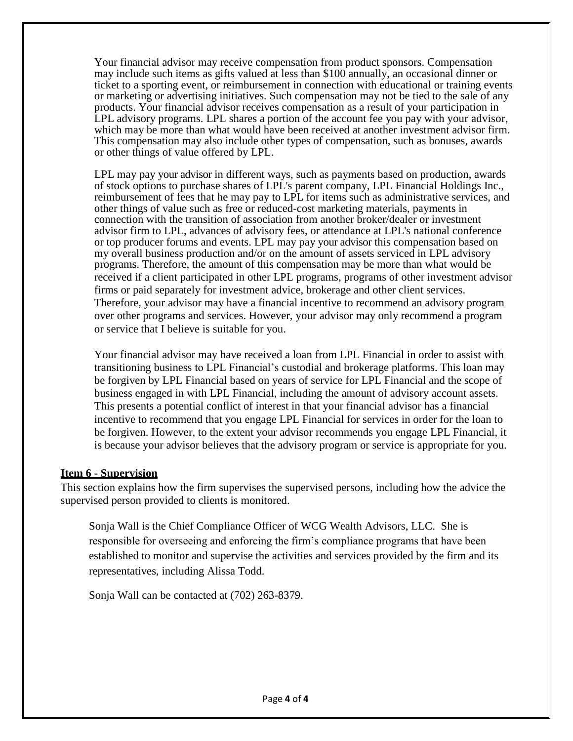Your financial advisor may receive compensation from product sponsors. Compensation may include such items as gifts valued at less than $100 annually, an occasional dinner or ticket to a sporting event, or reimbursement in connection with educational or training events or marketing or advertising initiatives. Such compensation may not be tied to the sale of any products. Your financial advisor receives compensation as a result of your participation in LPL advisory programs. LPL shares a portion of the account fee you pay with your advisor, which may be more than what would have been received at another investment advisor firm. This compensation may also include other types of compensation, such as bonuses, awards or other things of value offered by LPL.

LPL may pay your advisor in different ways, such as payments based on production, awards of stock options to purchase shares of LPL's parent company, LPL Financial Holdings Inc., reimbursement of fees that he may pay to LPL for items such as administrative services, and other things of value such as free or reduced-cost marketing materials, payments in connection with the transition of association from another broker/dealer or investment advisor firm to LPL, advances of advisory fees, or attendance at LPL's national conference or top producer forums and events. LPL may pay your advisor this compensation based on my overall business production and/or on the amount of assets serviced in LPL advisory programs. Therefore, the amount of this compensation may be more than what would be received if a client participated in other LPL programs, programs of other investment advisor firms or paid separately for investment advice, brokerage and other client services. Therefore, your advisor may have a financial incentive to recommend an advisory program over other programs and services. However, your advisor may only recommend a program or service that I believe is suitable for you.

Your financial advisor may have received a loan from LPL Financial in order to assist with transitioning business to LPL Financial's custodial and brokerage platforms. This loan may be forgiven by LPL Financial based on years of service for LPL Financial and the scope of business engaged in with LPL Financial, including the amount of advisory account assets. This presents a potential conflict of interest in that your financial advisor has a financial incentive to recommend that you engage LPL Financial for services in order for the loan to be forgiven. However, to the extent your advisor recommends you engage LPL Financial, it is because your advisor believes that the advisory program or service is appropriate for you.

## Item 6 - Supervision

This section explains how the firm supervises the supervised persons, including how the advice the supervised person provided to clients is monitored.

Sonja Wall is the Chief Compliance Officer of WCG Wealth Advisors, LLC. She is responsible for overseeing and enforcing the firm's compliance programs that have been established to monitor and supervise the activities and services provided by the firm and its representatives, including Alissa Todd.

Sonja Wall can be contacted at (702) 263-8379.